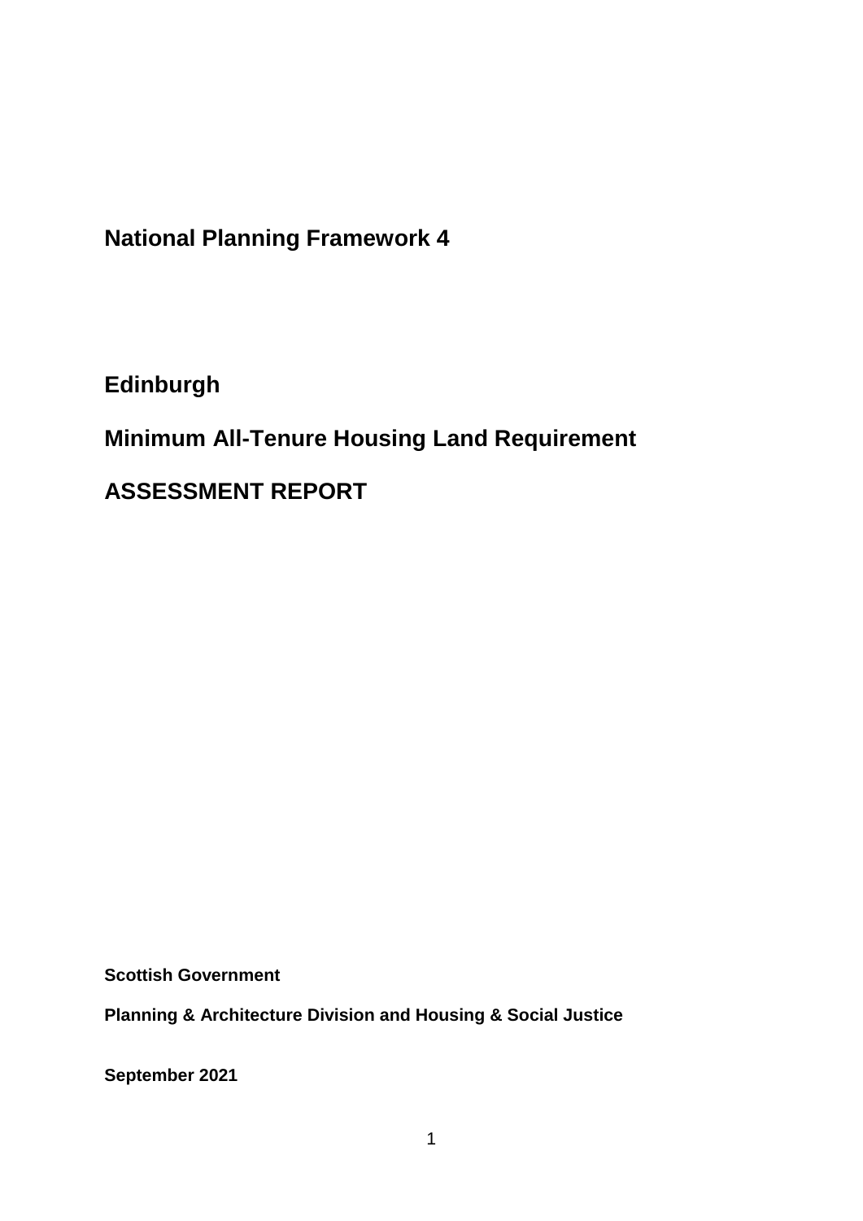# National Planning Framework 4

## Edinburgh

## Minimum All-Tenure Housing Land Requirement

## ASSESSMENT REPORT

**Scottish Government**

**Planning & Architecture Division and Housing & Social Justice**

**September 2021**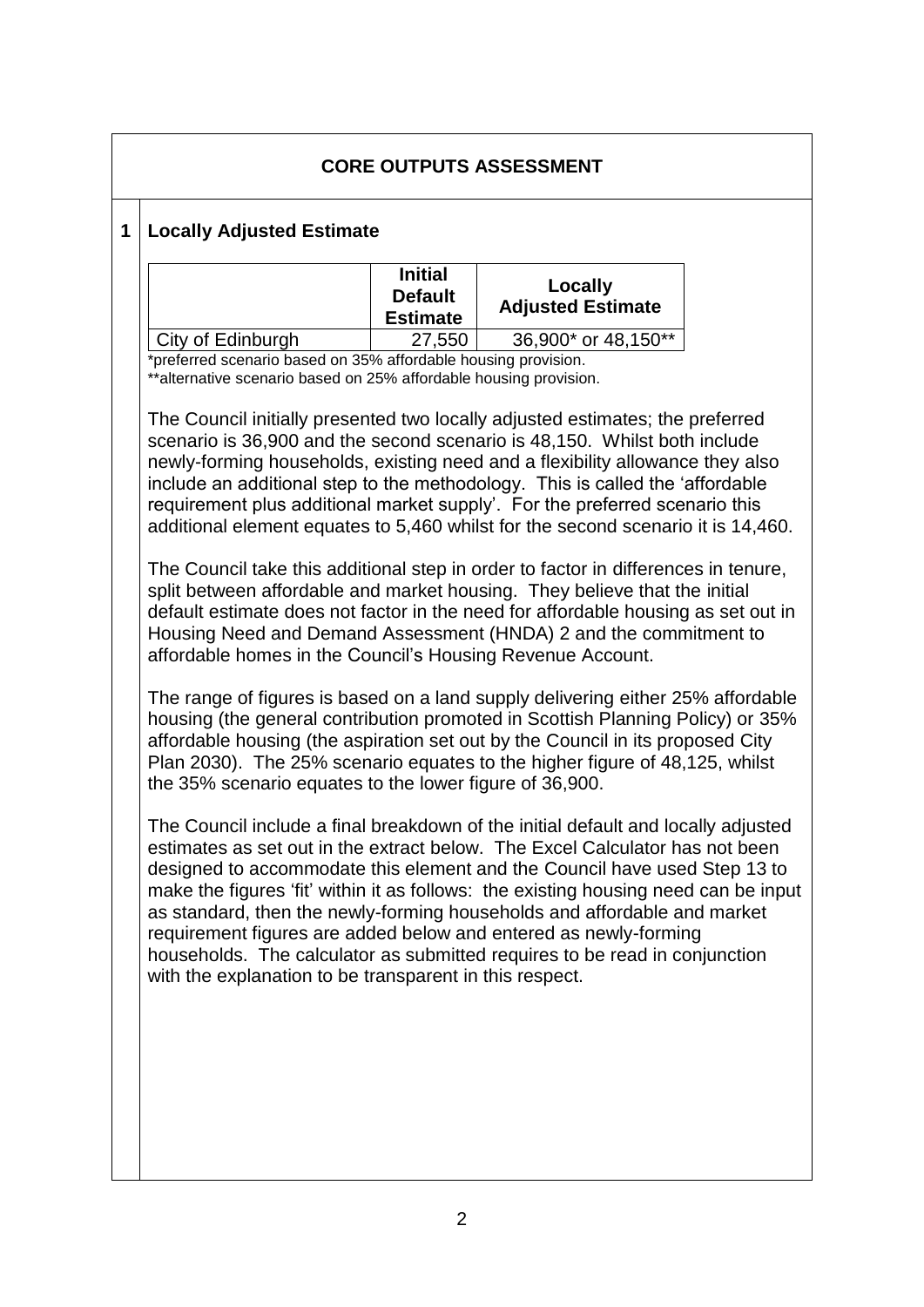## CORE OUTPUTS ASSESSMENT

### 1 Locally Adjusted Estimate

| | Initial Default Estimate | Locally Adjusted Estimate |
|---|---|---|
| City of Edinburgh | 27,550 | 36,900* or 48,150** |

*preferred scenario based on 35% affordable housing provision.
**alternative scenario based on 25% affordable housing provision.

The Council initially presented two locally adjusted estimates; the preferred scenario is 36,900 and the second scenario is 48,150. Whilst both include newly-forming households, existing need and a flexibility allowance they also include an additional step to the methodology. This is called the 'affordable requirement plus additional market supply'. For the preferred scenario this additional element equates to 5,460 whilst for the second scenario it is 14,460.

The Council take this additional step in order to factor in differences in tenure, split between affordable and market housing. They believe that the initial default estimate does not factor in the need for affordable housing as set out in Housing Need and Demand Assessment (HNDA) 2 and the commitment to affordable homes in the Council's Housing Revenue Account.

The range of figures is based on a land supply delivering either 25% affordable housing (the general contribution promoted in Scottish Planning Policy) or 35% affordable housing (the aspiration set out by the Council in its proposed City Plan 2030). The 25% scenario equates to the higher figure of 48,125, whilst the 35% scenario equates to the lower figure of 36,900.

The Council include a final breakdown of the initial default and locally adjusted estimates as set out in the extract below. The Excel Calculator has not been designed to accommodate this element and the Council have used Step 13 to make the figures 'fit' within it as follows: the existing housing need can be input as standard, then the newly-forming households and affordable and market requirement figures are added below and entered as newly-forming households. The calculator as submitted requires to be read in conjunction with the explanation to be transparent in this respect.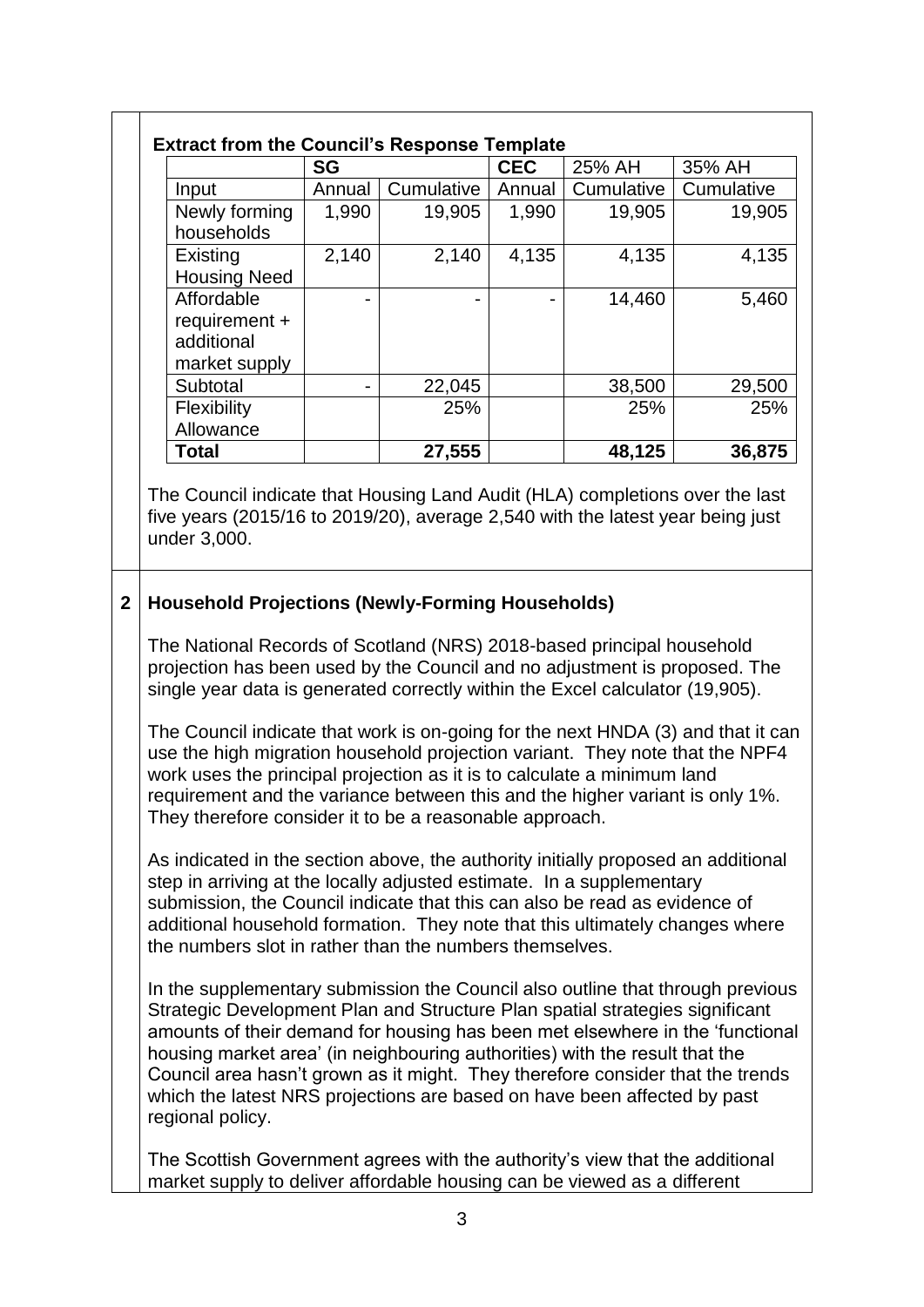**Extract from the Council's Response Template**

| | SG | | CEC | 25% AH | 35% AH |
|---|---|---|---|---|---|
| Input | Annual | Cumulative | Annual | Cumulative | Cumulative |
| Newly forming households | 1,990 | 19,905 | 1,990 | 19,905 | 19,905 |
| Existing Housing Need | 2,140 | 2,140 | 4,135 | 4,135 | 4,135 |
| Affordable requirement + additional market supply | - | - | - | 14,460 | 5,460 |
| Subtotal | - | 22,045 | | 38,500 | 29,500 |
| Flexibility Allowance | | 25% | | 25% | 25% |
| **Total** | | **27,555** | | **48,125** | **36,875** |

The Council indicate that Housing Land Audit (HLA) completions over the last five years (2015/16 to 2019/20), average 2,540 with the latest year being just under 3,000.

## 2 Household Projections (Newly-Forming Households)

The National Records of Scotland (NRS) 2018-based principal household projection has been used by the Council and no adjustment is proposed. The single year data is generated correctly within the Excel calculator (19,905).

The Council indicate that work is on-going for the next HNDA (3) and that it can use the high migration household projection variant. They note that the NPF4 work uses the principal projection as it is to calculate a minimum land requirement and the variance between this and the higher variant is only 1%. They therefore consider it to be a reasonable approach.

As indicated in the section above, the authority initially proposed an additional step in arriving at the locally adjusted estimate. In a supplementary submission, the Council indicate that this can also be read as evidence of additional household formation. They note that this ultimately changes where the numbers slot in rather than the numbers themselves.

In the supplementary submission the Council also outline that through previous Strategic Development Plan and Structure Plan spatial strategies significant amounts of their demand for housing has been met elsewhere in the 'functional housing market area' (in neighbouring authorities) with the result that the Council area hasn't grown as it might. They therefore consider that the trends which the latest NRS projections are based on have been affected by past regional policy.

The Scottish Government agrees with the authority's view that the additional market supply to deliver affordable housing can be viewed as a different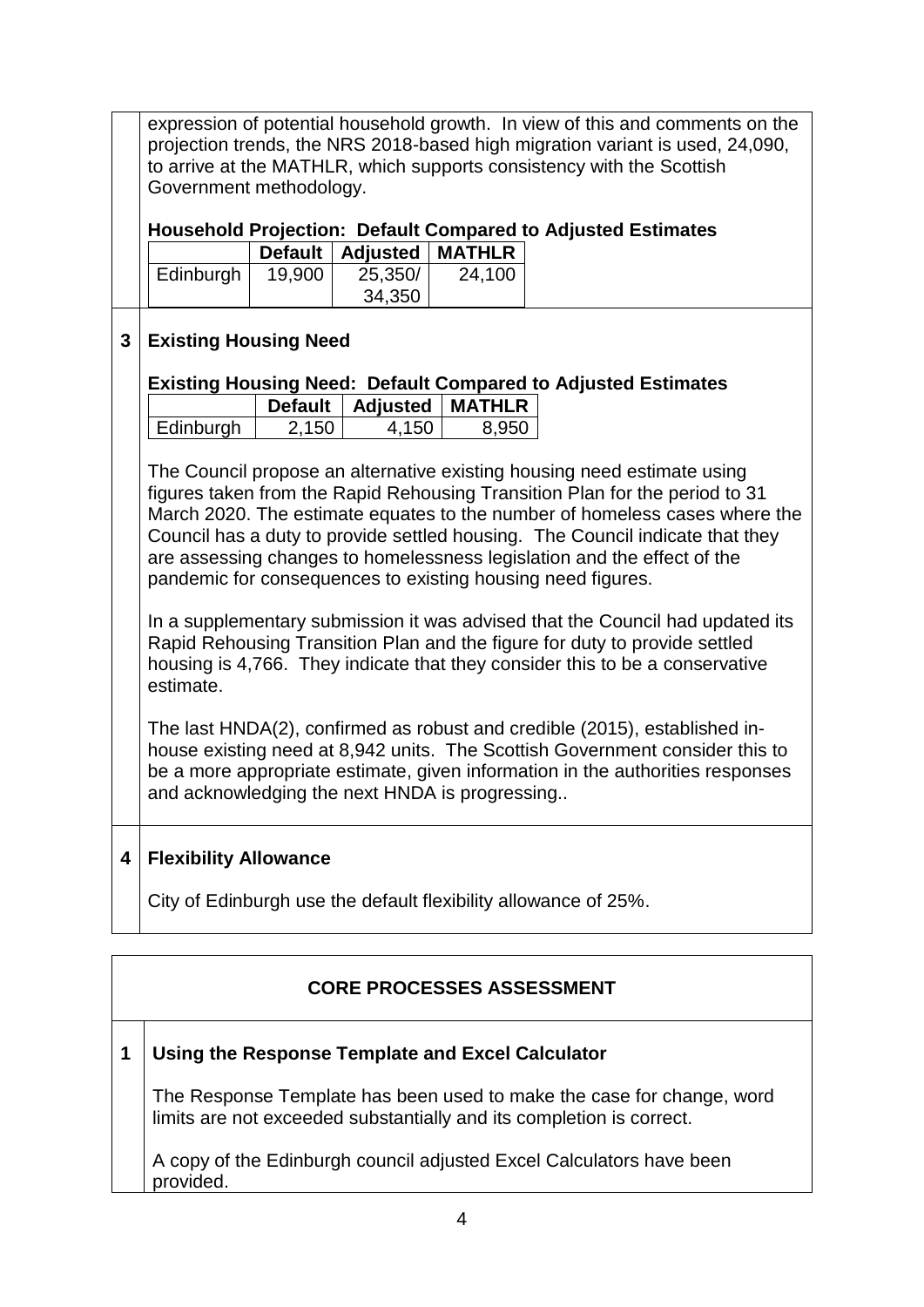expression of potential household growth. In view of this and comments on the projection trends, the NRS 2018-based high migration variant is used, 24,090, to arrive at the MATHLR, which supports consistency with the Scottish Government methodology.

**Household Projection: Default Compared to Adjusted Estimates**

| | Default | Adjusted | MATHLR |
|---|---|---|---|
| Edinburgh | 19,900 | 25,350/ 34,350 | 24,100 |

## 3 Existing Housing Need

**Existing Housing Need: Default Compared to Adjusted Estimates**

| | Default | Adjusted | MATHLR |
|---|---|---|---|
| Edinburgh | 2,150 | 4,150 | 8,950 |

The Council propose an alternative existing housing need estimate using figures taken from the Rapid Rehousing Transition Plan for the period to 31 March 2020. The estimate equates to the number of homeless cases where the Council has a duty to provide settled housing. The Council indicate that they are assessing changes to homelessness legislation and the effect of the pandemic for consequences to existing housing need figures.

In a supplementary submission it was advised that the Council had updated its Rapid Rehousing Transition Plan and the figure for duty to provide settled housing is 4,766. They indicate that they consider this to be a conservative estimate.

The last HNDA(2), confirmed as robust and credible (2015), established in-house existing need at 8,942 units. The Scottish Government consider this to be a more appropriate estimate, given information in the authorities responses and acknowledging the next HNDA is progressing..

## 4 Flexibility Allowance

City of Edinburgh use the default flexibility allowance of 25%.

## CORE PROCESSES ASSESSMENT

### 1 Using the Response Template and Excel Calculator

The Response Template has been used to make the case for change, word limits are not exceeded substantially and its completion is correct.

A copy of the Edinburgh council adjusted Excel Calculators have been provided.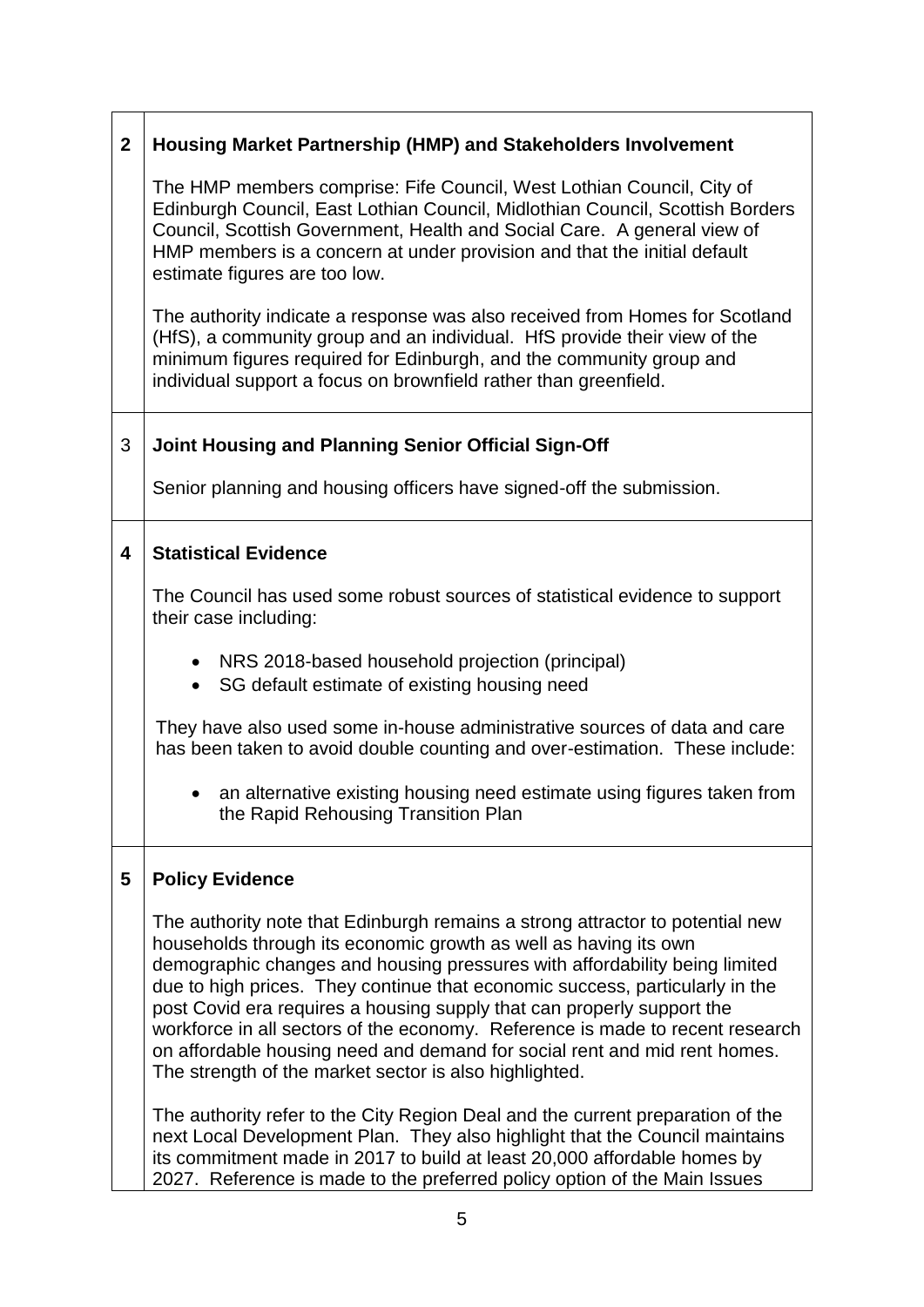| | |
|---|---|
| **2** | **Housing Market Partnership (HMP) and Stakeholders Involvement**<br><br>The HMP members comprise: Fife Council, West Lothian Council, City of Edinburgh Council, East Lothian Council, Midlothian Council, Scottish Borders Council, Scottish Government, Health and Social Care. A general view of HMP members is a concern at under provision and that the initial default estimate figures are too low.<br><br>The authority indicate a response was also received from Homes for Scotland (HfS), a community group and an individual. HfS provide their view of the minimum figures required for Edinburgh, and the community group and individual support a focus on brownfield rather than greenfield. |
| 3 | **Joint Housing and Planning Senior Official Sign-Off**<br><br>Senior planning and housing officers have signed-off the submission. |
| **4** | **Statistical Evidence**<br><br>The Council has used some robust sources of statistical evidence to support their case including:<br><br>• NRS 2018-based household projection (principal)<br>• SG default estimate of existing housing need<br><br>They have also used some in-house administrative sources of data and care has been taken to avoid double counting and over-estimation. These include:<br><br>• an alternative existing housing need estimate using figures taken from the Rapid Rehousing Transition Plan |
| **5** | **Policy Evidence**<br><br>The authority note that Edinburgh remains a strong attractor to potential new households through its economic growth as well as having its own demographic changes and housing pressures with affordability being limited due to high prices. They continue that economic success, particularly in the post Covid era requires a housing supply that can properly support the workforce in all sectors of the economy. Reference is made to recent research on affordable housing need and demand for social rent and mid rent homes. The strength of the market sector is also highlighted.<br><br>The authority refer to the City Region Deal and the current preparation of the next Local Development Plan. They also highlight that the Council maintains its commitment made in 2017 to build at least 20,000 affordable homes by 2027. Reference is made to the preferred policy option of the Main Issues |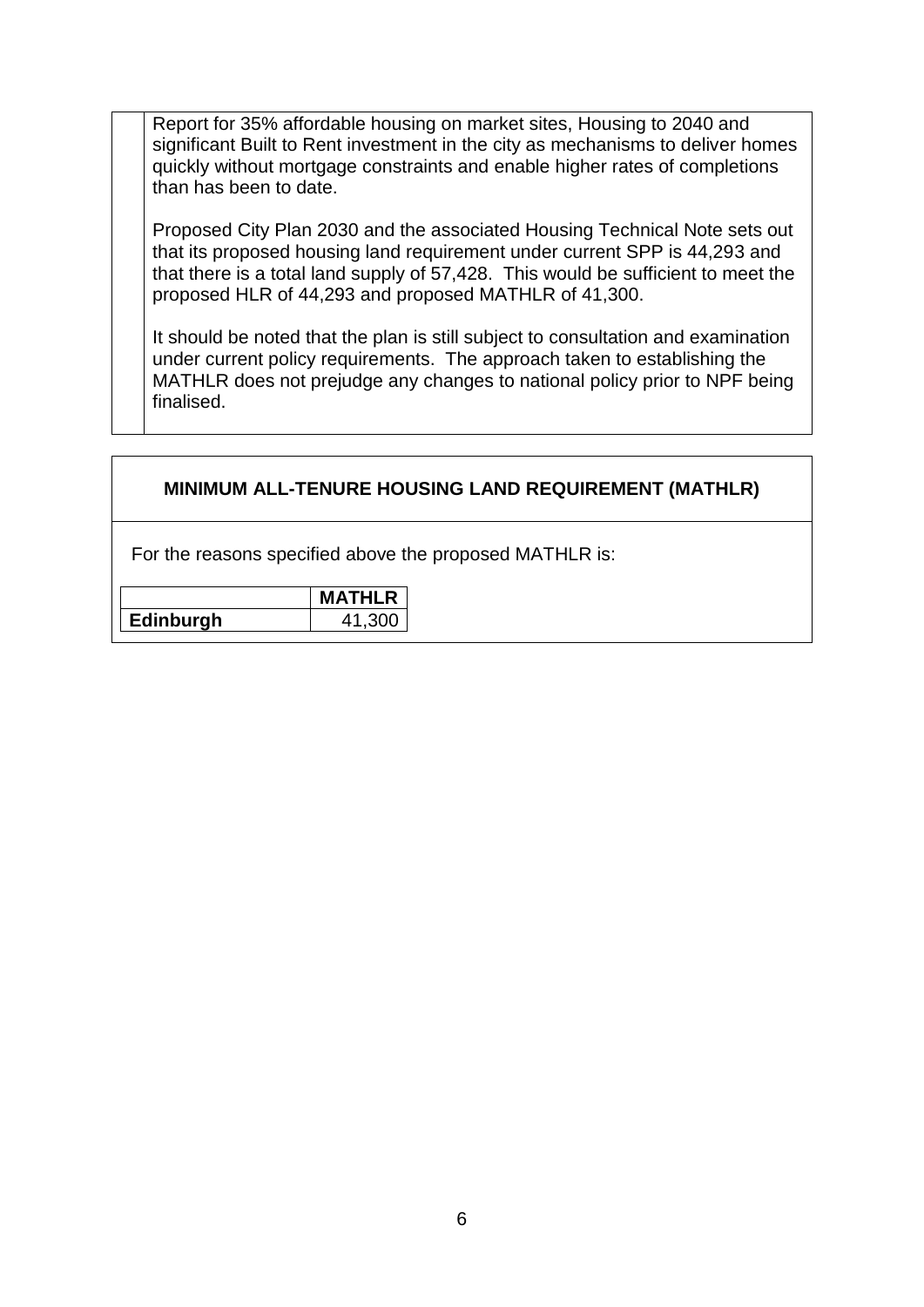Report for 35% affordable housing on market sites, Housing to 2040 and significant Built to Rent investment in the city as mechanisms to deliver homes quickly without mortgage constraints and enable higher rates of completions than has been to date.

Proposed City Plan 2030 and the associated Housing Technical Note sets out that its proposed housing land requirement under current SPP is 44,293 and that there is a total land supply of 57,428. This would be sufficient to meet the proposed HLR of 44,293 and proposed MATHLR of 41,300.

It should be noted that the plan is still subject to consultation and examination under current policy requirements. The approach taken to establishing the MATHLR does not prejudge any changes to national policy prior to NPF being finalised.

## MINIMUM ALL-TENURE HOUSING LAND REQUIREMENT (MATHLR)

For the reasons specified above the proposed MATHLR is:

| | **MATHLR** |
|---|---|
| **Edinburgh** | 41,300 |